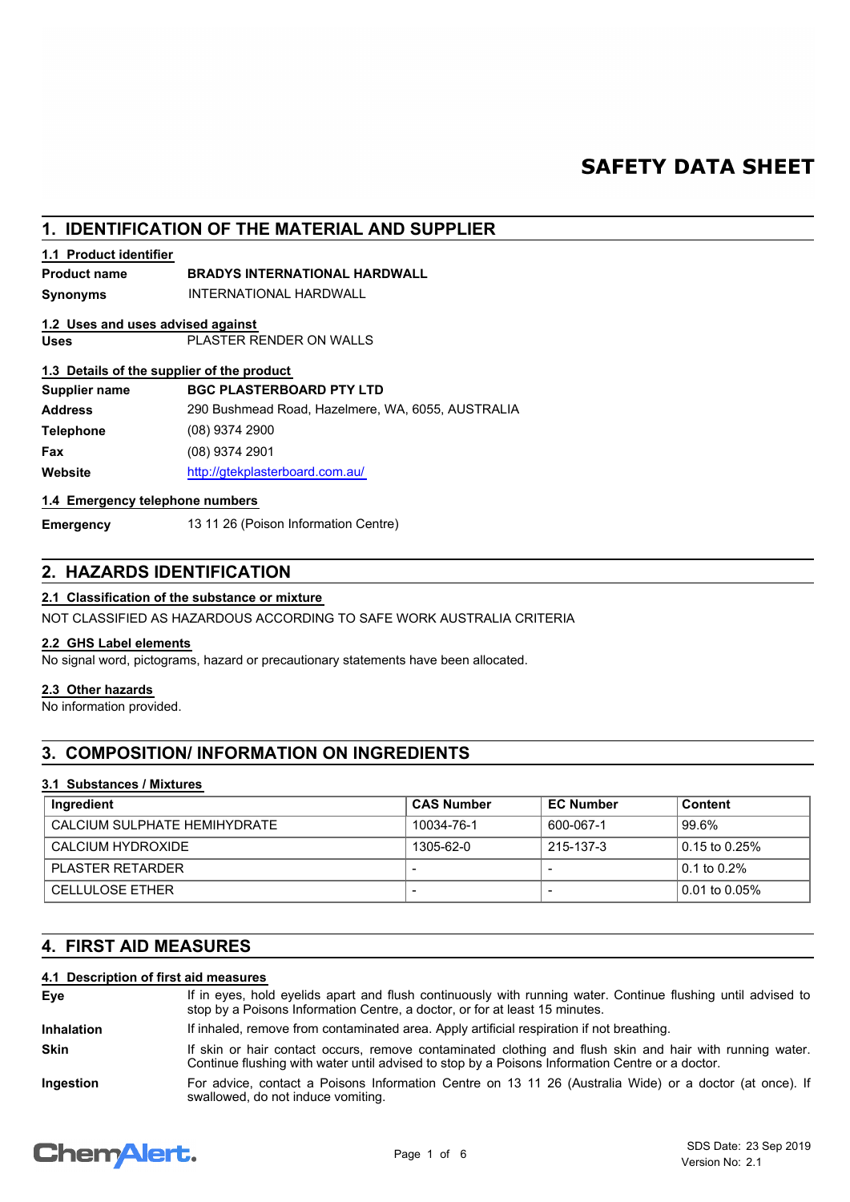# SAFETY DATA SHEET

## 1. IDENTIFICATION OF THE MATERIAL AND SUPPLIER

### 1.1 Product identifier

**Product name** **BRADYS INTERNATIONAL HARDWALL**

**Synonyms** INTERNATIONAL HARDWALL

### 1.2 Uses and uses advised against

**Uses** PLASTER RENDER ON WALLS

### 1.3 Details of the supplier of the product

**Supplier name** **BGC PLASTERBOARD PTY LTD**

**Address** 290 Bushmead Road, Hazelmere, WA, 6055, AUSTRALIA

**Telephone** (08) 9374 2900

**Fax** (08) 9374 2901

**Website** http://gtekplasterboard.com.au/

### 1.4 Emergency telephone numbers

**Emergency** 13 11 26 (Poison Information Centre)

## 2. HAZARDS IDENTIFICATION

### 2.1 Classification of the substance or mixture

NOT CLASSIFIED AS HAZARDOUS ACCORDING TO SAFE WORK AUSTRALIA CRITERIA

### 2.2 GHS Label elements

No signal word, pictograms, hazard or precautionary statements have been allocated.

### 2.3 Other hazards

No information provided.

## 3. COMPOSITION/ INFORMATION ON INGREDIENTS

### 3.1 Substances / Mixtures

| Ingredient | CAS Number | EC Number | Content |
|---|---|---|---|
| CALCIUM SULPHATE HEMIHYDRATE | 10034-76-1 | 600-067-1 | 99.6% |
| CALCIUM HYDROXIDE | 1305-62-0 | 215-137-3 | 0.15 to 0.25% |
| PLASTER RETARDER | - | - | 0.1 to 0.2% |
| CELLULOSE ETHER | - | - | 0.01 to 0.05% |

## 4. FIRST AID MEASURES

### 4.1 Description of first aid measures

**Eye** If in eyes, hold eyelids apart and flush continuously with running water. Continue flushing until advised to stop by a Poisons Information Centre, a doctor, or for at least 15 minutes.

**Inhalation** If inhaled, remove from contaminated area. Apply artificial respiration if not breathing.

**Skin** If skin or hair contact occurs, remove contaminated clothing and flush skin and hair with running water. Continue flushing with water until advised to stop by a Poisons Information Centre or a doctor.

**Ingestion** For advice, contact a Poisons Information Centre on 13 11 26 (Australia Wide) or a doctor (at once). If swallowed, do not induce vomiting.

SDS Date: 23 Sep 2019
Version No: 2.1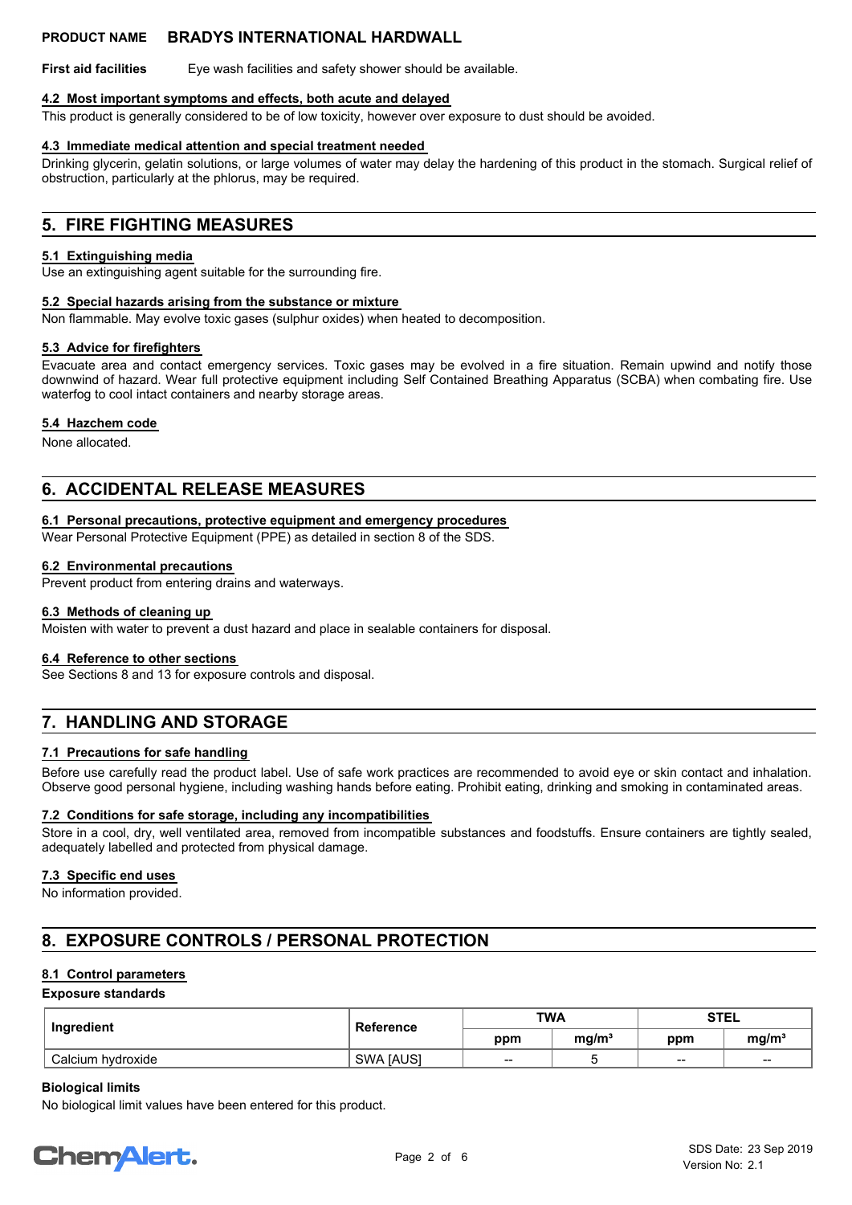**First aid facilities** Eye wash facilities and safety shower should be available.

### 4.2 Most important symptoms and effects, both acute and delayed

This product is generally considered to be of low toxicity, however over exposure to dust should be avoided.

### 4.3 Immediate medical attention and special treatment needed

Drinking glycerin, gelatin solutions, or large volumes of water may delay the hardening of this product in the stomach. Surgical relief of obstruction, particularly at the phlorus, may be required.

## 5. FIRE FIGHTING MEASURES

### 5.1 Extinguishing media

Use an extinguishing agent suitable for the surrounding fire.

### 5.2 Special hazards arising from the substance or mixture

Non flammable. May evolve toxic gases (sulphur oxides) when heated to decomposition.

### 5.3 Advice for firefighters

Evacuate area and contact emergency services. Toxic gases may be evolved in a fire situation. Remain upwind and notify those downwind of hazard. Wear full protective equipment including Self Contained Breathing Apparatus (SCBA) when combating fire. Use waterfog to cool intact containers and nearby storage areas.

### 5.4 Hazchem code

None allocated.

## 6. ACCIDENTAL RELEASE MEASURES

### 6.1 Personal precautions, protective equipment and emergency procedures

Wear Personal Protective Equipment (PPE) as detailed in section 8 of the SDS.

### 6.2 Environmental precautions

Prevent product from entering drains and waterways.

### 6.3 Methods of cleaning up

Moisten with water to prevent a dust hazard and place in sealable containers for disposal.

### 6.4 Reference to other sections

See Sections 8 and 13 for exposure controls and disposal.

## 7. HANDLING AND STORAGE

### 7.1 Precautions for safe handling

Before use carefully read the product label. Use of safe work practices are recommended to avoid eye or skin contact and inhalation. Observe good personal hygiene, including washing hands before eating. Prohibit eating, drinking and smoking in contaminated areas.

### 7.2 Conditions for safe storage, including any incompatibilities

Store in a cool, dry, well ventilated area, removed from incompatible substances and foodstuffs. Ensure containers are tightly sealed, adequately labelled and protected from physical damage.

### 7.3 Specific end uses

No information provided.

## 8. EXPOSURE CONTROLS / PERSONAL PROTECTION

### 8.1 Control parameters

**Exposure standards**

| Ingredient | Reference | TWA | | STEL | |
|---|---|---|---|---|---|
| | | ppm | $mg/m^3$ | ppm | $mg/m^3$ |
| Calcium hydroxide | SWA [AUS] | -- | 5 | -- | -- |

**Biological limits**

No biological limit values have been entered for this product.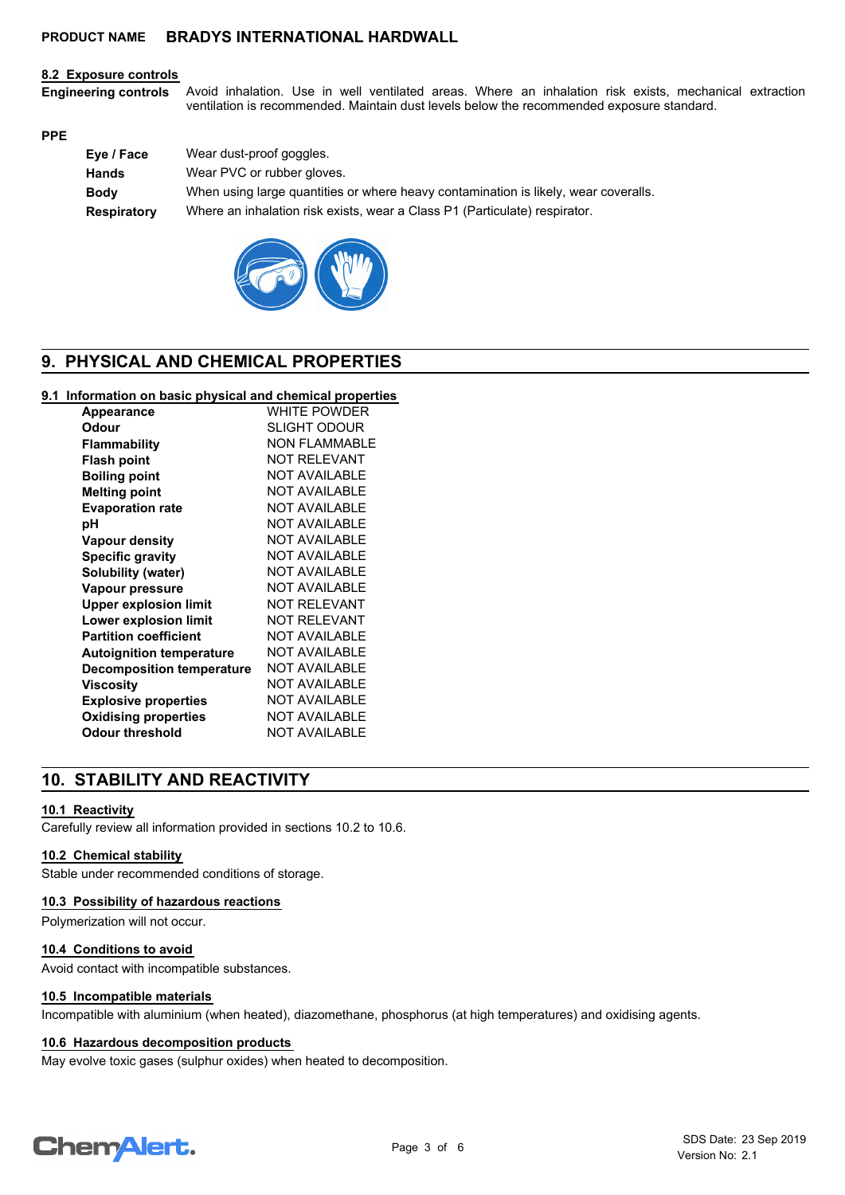#### 8.2 Exposure controls

| | |
|---|---|
| **Engineering controls** | Avoid inhalation. Use in well ventilated areas. Where an inhalation risk exists, mechanical extraction ventilation is recommended. Maintain dust levels below the recommended exposure standard. |

**PPE**

| | |
|---|---|
| **Eye / Face** | Wear dust-proof goggles. |
| **Hands** | Wear PVC or rubber gloves. |
| **Body** | When using large quantities or where heavy contamination is likely, wear coveralls. |
| **Respiratory** | Where an inhalation risk exists, wear a Class P1 (Particulate) respirator. |

## 9. PHYSICAL AND CHEMICAL PROPERTIES

#### 9.1 Information on basic physical and chemical properties

| | |
|---|---|
| **Appearance** | WHITE POWDER |
| **Odour** | SLIGHT ODOUR |
| **Flammability** | NON FLAMMABLE |
| **Flash point** | NOT RELEVANT |
| **Boiling point** | NOT AVAILABLE |
| **Melting point** | NOT AVAILABLE |
| **Evaporation rate** | NOT AVAILABLE |
| **pH** | NOT AVAILABLE |
| **Vapour density** | NOT AVAILABLE |
| **Specific gravity** | NOT AVAILABLE |
| **Solubility (water)** | NOT AVAILABLE |
| **Vapour pressure** | NOT AVAILABLE |
| **Upper explosion limit** | NOT RELEVANT |
| **Lower explosion limit** | NOT RELEVANT |
| **Partition coefficient** | NOT AVAILABLE |
| **Autoignition temperature** | NOT AVAILABLE |
| **Decomposition temperature** | NOT AVAILABLE |
| **Viscosity** | NOT AVAILABLE |
| **Explosive properties** | NOT AVAILABLE |
| **Oxidising properties** | NOT AVAILABLE |
| **Odour threshold** | NOT AVAILABLE |

## 10. STABILITY AND REACTIVITY

#### 10.1 Reactivity

Carefully review all information provided in sections 10.2 to 10.6.

#### 10.2 Chemical stability

Stable under recommended conditions of storage.

#### 10.3 Possibility of hazardous reactions

Polymerization will not occur.

#### 10.4 Conditions to avoid

Avoid contact with incompatible substances.

#### 10.5 Incompatible materials

Incompatible with aluminium (when heated), diazomethane, phosphorus (at high temperatures) and oxidising agents.

#### 10.6 Hazardous decomposition products

May evolve toxic gases (sulphur oxides) when heated to decomposition.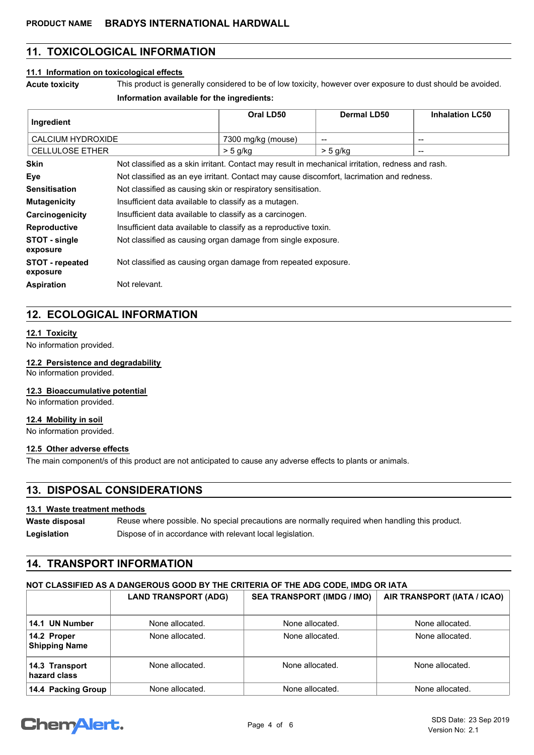## 11. TOXICOLOGICAL INFORMATION

### 11.1 Information on toxicological effects

**Acute toxicity** This product is generally considered to be of low toxicity, however over exposure to dust should be avoided.

**Information available for the ingredients:**

| Ingredient | Oral LD50 | Dermal LD50 | Inhalation LC50 |
|---|---|---|---|
| CALCIUM HYDROXIDE | 7300 mg/kg (mouse) | -- | -- |
| CELLULOSE ETHER | > 5 g/kg | > 5 g/kg | -- |

**Skin** Not classified as a skin irritant. Contact may result in mechanical irritation, redness and rash.

**Eye** Not classified as an eye irritant. Contact may cause discomfort, lacrimation and redness.

**Sensitisation** Not classified as causing skin or respiratory sensitisation.

**Mutagenicity** Insufficient data available to classify as a mutagen.

**Carcinogenicity** Insufficient data available to classify as a carcinogen.

**Reproductive** Insufficient data available to classify as a reproductive toxin.

**STOT - single exposure** Not classified as causing organ damage from single exposure.

**STOT - repeated exposure** Not classified as causing organ damage from repeated exposure.

**Aspiration** Not relevant.

## 12. ECOLOGICAL INFORMATION

### 12.1 Toxicity

No information provided.

### 12.2 Persistence and degradability

No information provided.

### 12.3 Bioaccumulative potential

No information provided.

### 12.4 Mobility in soil

No information provided.

### 12.5 Other adverse effects

The main component/s of this product are not anticipated to cause any adverse effects to plants or animals.

## 13. DISPOSAL CONSIDERATIONS

### 13.1 Waste treatment methods

**Waste disposal** Reuse where possible. No special precautions are normally required when handling this product.

**Legislation** Dispose of in accordance with relevant local legislation.

## 14. TRANSPORT INFORMATION

**NOT CLASSIFIED AS A DANGEROUS GOOD BY THE CRITERIA OF THE ADG CODE, IMDG OR IATA**

| | LAND TRANSPORT (ADG) | SEA TRANSPORT (IMDG / IMO) | AIR TRANSPORT (IATA / ICAO) |
|---|---|---|---|
| 14.1 UN Number | None allocated. | None allocated. | None allocated. |
| 14.2 Proper Shipping Name | None allocated. | None allocated. | None allocated. |
| 14.3 Transport hazard class | None allocated. | None allocated. | None allocated. |
| 14.4 Packing Group | None allocated. | None allocated. | None allocated. |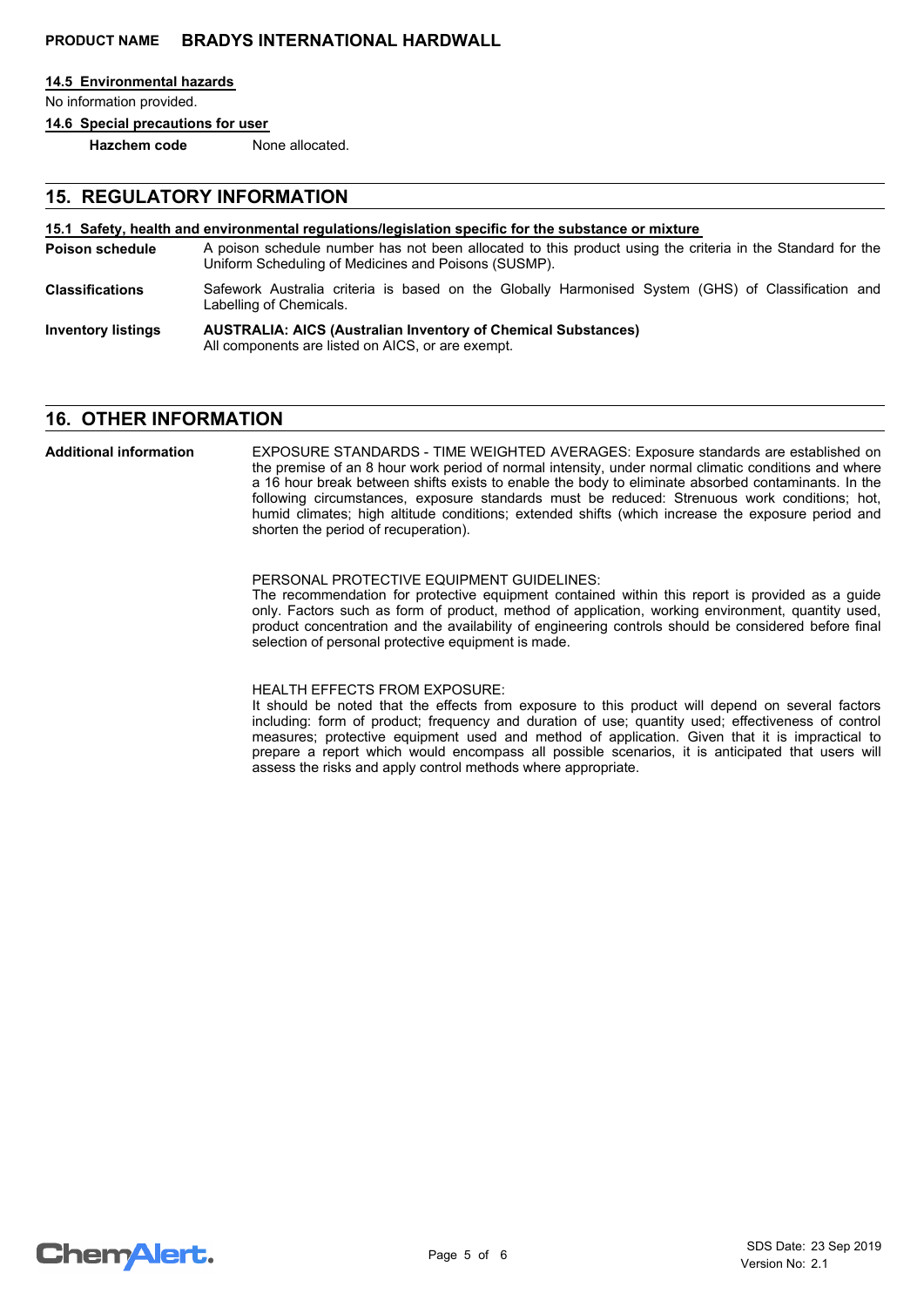#### 14.5 Environmental hazards

No information provided.

#### 14.6 Special precautions for user

**Hazchem code** None allocated.

## 15. REGULATORY INFORMATION

#### 15.1 Safety, health and environmental regulations/legislation specific for the substance or mixture

**Poison schedule** A poison schedule number has not been allocated to this product using the criteria in the Standard for the Uniform Scheduling of Medicines and Poisons (SUSMP).

**Classifications** Safework Australia criteria is based on the Globally Harmonised System (GHS) of Classification and Labelling of Chemicals.

**Inventory listings** **AUSTRALIA: AICS (Australian Inventory of Chemical Substances)**
All components are listed on AICS, or are exempt.

## 16. OTHER INFORMATION

**Additional information**

EXPOSURE STANDARDS - TIME WEIGHTED AVERAGES: Exposure standards are established on the premise of an 8 hour work period of normal intensity, under normal climatic conditions and where a 16 hour break between shifts exists to enable the body to eliminate absorbed contaminants. In the following circumstances, exposure standards must be reduced: Strenuous work conditions; hot, humid climates; high altitude conditions; extended shifts (which increase the exposure period and shorten the period of recuperation).

PERSONAL PROTECTIVE EQUIPMENT GUIDELINES:
The recommendation for protective equipment contained within this report is provided as a guide only. Factors such as form of product, method of application, working environment, quantity used, product concentration and the availability of engineering controls should be considered before final selection of personal protective equipment is made.

HEALTH EFFECTS FROM EXPOSURE:
It should be noted that the effects from exposure to this product will depend on several factors including: form of product; frequency and duration of use; quantity used; effectiveness of control measures; protective equipment used and method of application. Given that it is impractical to prepare a report which would encompass all possible scenarios, it is anticipated that users will assess the risks and apply control methods where appropriate.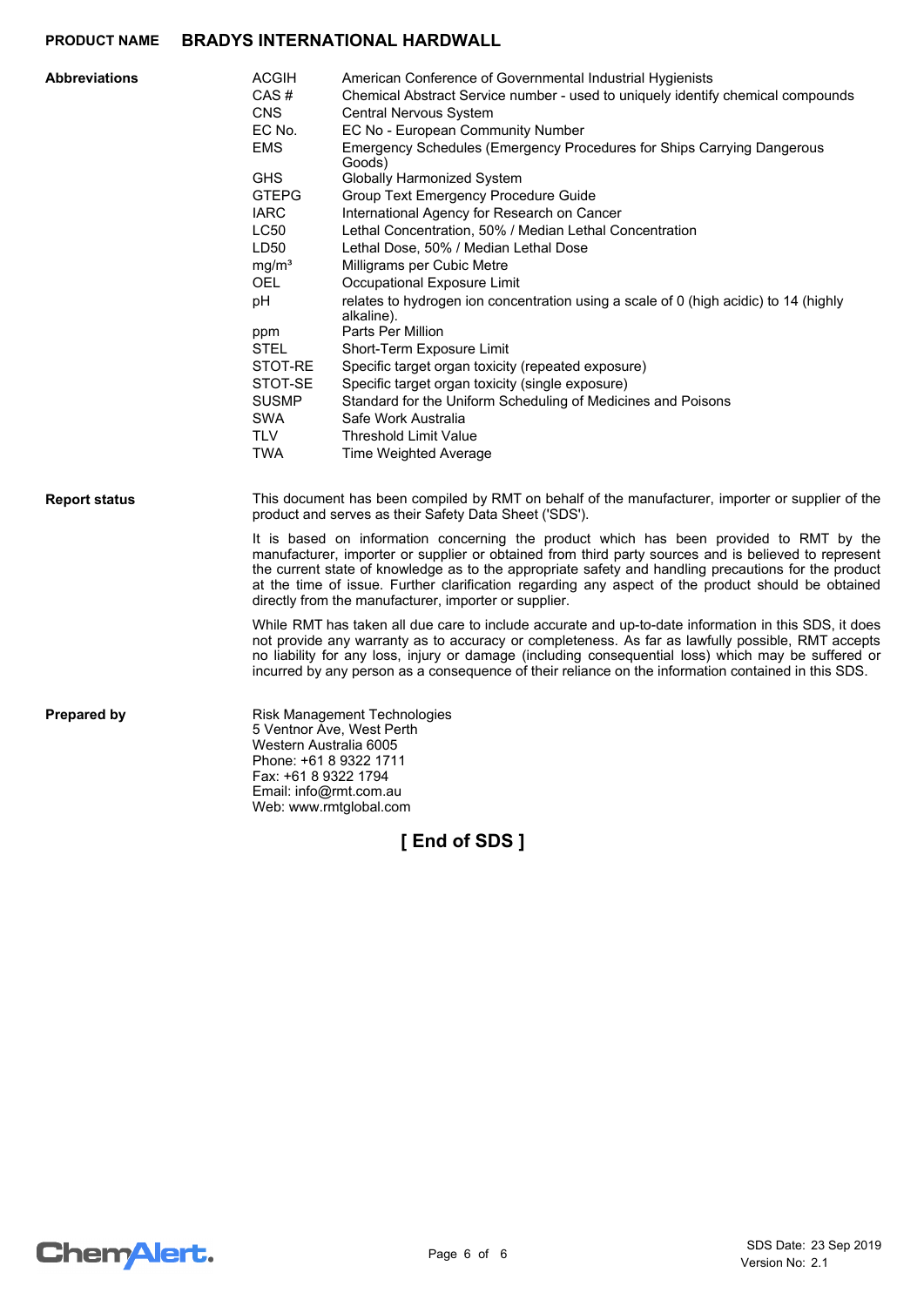**PRODUCT NAME** **BRADYS INTERNATIONAL HARDWALL**

**Abbreviations**

| | |
|---|---|
| ACGIH | American Conference of Governmental Industrial Hygienists |
| CAS # | Chemical Abstract Service number - used to uniquely identify chemical compounds |
| CNS | Central Nervous System |
| EC No. | EC No - European Community Number |
| EMS | Emergency Schedules (Emergency Procedures for Ships Carrying Dangerous Goods) |
| GHS | Globally Harmonized System |
| GTEPG | Group Text Emergency Procedure Guide |
| IARC | International Agency for Research on Cancer |
| LC50 | Lethal Concentration, 50% / Median Lethal Concentration |
| LD50 | Lethal Dose, 50% / Median Lethal Dose |
| $mg/m^3$ | Milligrams per Cubic Metre |
| OEL | Occupational Exposure Limit |
| pH | relates to hydrogen ion concentration using a scale of 0 (high acidic) to 14 (highly alkaline). |
| ppm | Parts Per Million |
| STEL | Short-Term Exposure Limit |
| STOT-RE | Specific target organ toxicity (repeated exposure) |
| STOT-SE | Specific target organ toxicity (single exposure) |
| SUSMP | Standard for the Uniform Scheduling of Medicines and Poisons |
| SWA | Safe Work Australia |
| TLV | Threshold Limit Value |
| TWA | Time Weighted Average |

**Report status**

This document has been compiled by RMT on behalf of the manufacturer, importer or supplier of the product and serves as their Safety Data Sheet ('SDS').

It is based on information concerning the product which has been provided to RMT by the manufacturer, importer or supplier or obtained from third party sources and is believed to represent the current state of knowledge as to the appropriate safety and handling precautions for the product at the time of issue. Further clarification regarding any aspect of the product should be obtained directly from the manufacturer, importer or supplier.

While RMT has taken all due care to include accurate and up-to-date information in this SDS, it does not provide any warranty as to accuracy or completeness. As far as lawfully possible, RMT accepts no liability for any loss, injury or damage (including consequential loss) which may be suffered or incurred by any person as a consequence of their reliance on the information contained in this SDS.

**Prepared by**

Risk Management Technologies
5 Ventnor Ave, West Perth
Western Australia 6005
Phone: +61 8 9322 1711
Fax: +61 8 9322 1794
Email: info@rmt.com.au
Web: www.rmtglobal.com

**[ End of SDS ]**

SDS Date: 23 Sep 2019
Version No: 2.1